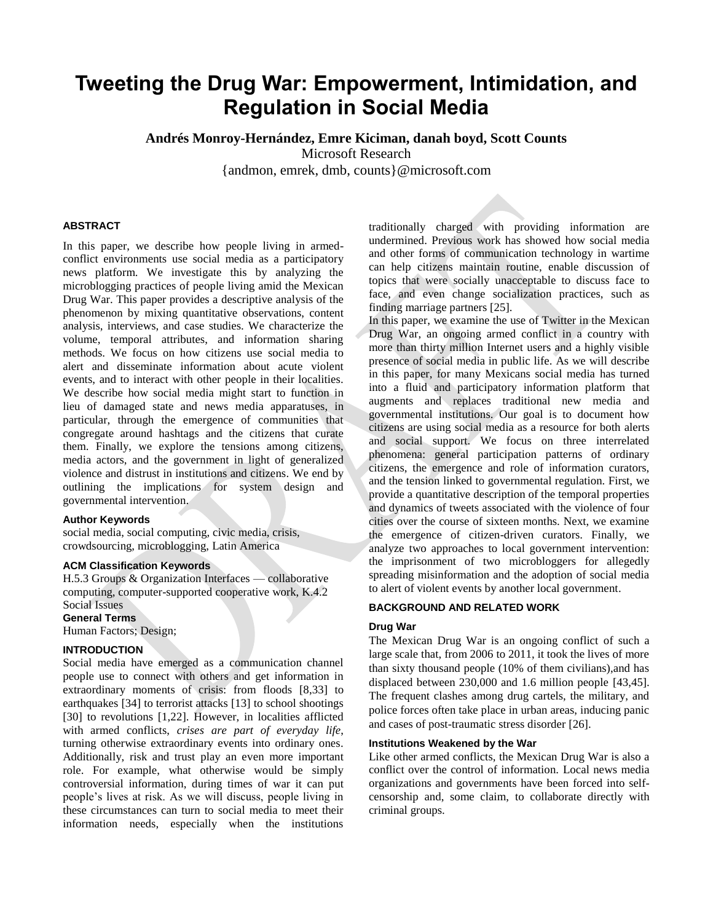# Tweeting the Drug War: Empowerment, Intimidation, and Regulation in Social Media

**Andrés Monroy-Hernández, Emre Kiciman, danah boyd, Scott Counts**
Microsoft Research
{andmon, emrek, dmb, counts}@microsoft.com

## ABSTRACT

In this paper, we describe how people living in armed-conflict environments use social media as a participatory news platform. We investigate this by analyzing the microblogging practices of people living amid the Mexican Drug War. This paper provides a descriptive analysis of the phenomenon by mixing quantitative observations, content analysis, interviews, and case studies. We characterize the volume, temporal attributes, and information sharing methods. We focus on how citizens use social media to alert and disseminate information about acute violent events, and to interact with other people in their localities. We describe how social media might start to function in lieu of damaged state and news media apparatuses, in particular, through the emergence of communities that congregate around hashtags and the citizens that curate them. Finally, we explore the tensions among citizens, media actors, and the government in light of generalized violence and distrust in institutions and citizens. We end by outlining the implications for system design and governmental intervention.

### Author Keywords

social media, social computing, civic media, crisis, crowdsourcing, microblogging, Latin America

### ACM Classification Keywords

H.5.3 Groups & Organization Interfaces — collaborative computing, computer-supported cooperative work, K.4.2 Social Issues

### General Terms

Human Factors; Design;

## INTRODUCTION

Social media have emerged as a communication channel people use to connect with others and get information in extraordinary moments of crisis: from floods [8,33] to earthquakes [34] to terrorist attacks [13] to school shootings [30] to revolutions [1,22]. However, in localities afflicted with armed conflicts, *crises are part of everyday life*, turning otherwise extraordinary events into ordinary ones. Additionally, risk and trust play an even more important role. For example, what otherwise would be simply controversial information, during times of war it can put people's lives at risk. As we will discuss, people living in these circumstances can turn to social media to meet their information needs, especially when the institutions traditionally charged with providing information are undermined. Previous work has showed how social media and other forms of communication technology in wartime can help citizens maintain routine, enable discussion of topics that were socially unacceptable to discuss face to face, and even change socialization practices, such as finding marriage partners [25].

In this paper, we examine the use of Twitter in the Mexican Drug War, an ongoing armed conflict in a country with more than thirty million Internet users and a highly visible presence of social media in public life. As we will describe in this paper, for many Mexicans social media has turned into a fluid and participatory information platform that augments and replaces traditional new media and governmental institutions. Our goal is to document how citizens are using social media as a resource for both alerts and social support. We focus on three interrelated phenomena: general participation patterns of ordinary citizens, the emergence and role of information curators, and the tension linked to governmental regulation. First, we provide a quantitative description of the temporal properties and dynamics of tweets associated with the violence of four cities over the course of sixteen months. Next, we examine the emergence of citizen-driven curators. Finally, we analyze two approaches to local government intervention: the imprisonment of two microbloggers for allegedly spreading misinformation and the adoption of social media to alert of violent events by another local government.

## BACKGROUND AND RELATED WORK

### Drug War

The Mexican Drug War is an ongoing conflict of such a large scale that, from 2006 to 2011, it took the lives of more than sixty thousand people (10% of them civilians),and has displaced between 230,000 and 1.6 million people [43,45]. The frequent clashes among drug cartels, the military, and police forces often take place in urban areas, inducing panic and cases of post-traumatic stress disorder [26].

### Institutions Weakened by the War

Like other armed conflicts, the Mexican Drug War is also a conflict over the control of information. Local news media organizations and governments have been forced into self-censorship and, some claim, to collaborate directly with criminal groups.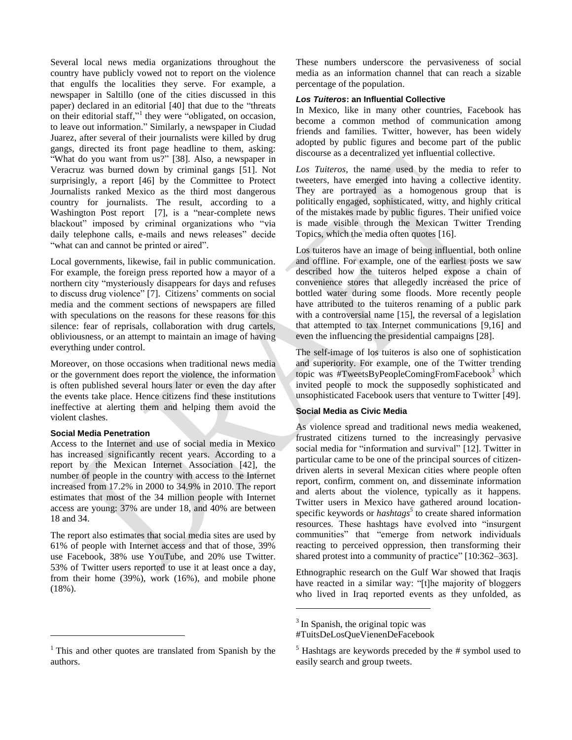Several local news media organizations throughout the country have publicly vowed not to report on the violence that engulfs the localities they serve. For example, a newspaper in Saltillo (one of the cities discussed in this paper) declared in an editorial [40] that due to the "threats on their editorial staff,"[1] they were "obligated, on occasion, to leave out information." Similarly, a newspaper in Ciudad Juarez, after several of their journalists were killed by drug gangs, directed its front page headline to them, asking: "What do you want from us?" [38]. Also, a newspaper in Veracruz was burned down by criminal gangs [51]. Not surprisingly, a report [46] by the Committee to Protect Journalists ranked Mexico as the third most dangerous country for journalists. The result, according to a Washington Post report [7], is a "near-complete news blackout" imposed by criminal organizations who "via daily telephone calls, e-mails and news releases" decide "what can and cannot be printed or aired".

Local governments, likewise, fail in public communication. For example, the foreign press reported how a mayor of a northern city "mysteriously disappears for days and refuses to discuss drug violence" [7]. Citizens' comments on social media and the comment sections of newspapers are filled with speculations on the reasons for these reasons for this silence: fear of reprisals, collaboration with drug cartels, obliviousness, or an attempt to maintain an image of having everything under control.

Moreover, on those occasions when traditional news media or the government does report the violence, the information is often published several hours later or even the day after the events take place. Hence citizens find these institutions ineffective at alerting them and helping them avoid the violent clashes.

### Social Media Penetration

Access to the Internet and use of social media in Mexico has increased significantly recent years. According to a report by the Mexican Internet Association [42], the number of people in the country with access to the Internet increased from 17.2% in 2000 to 34.9% in 2010. The report estimates that most of the 34 million people with Internet access are young: 37% are under 18, and 40% are between 18 and 34.

The report also estimates that social media sites are used by 61% of people with Internet access and that of those, 39% use Facebook, 38% use YouTube, and 20% use Twitter. 53% of Twitter users reported to use it at least once a day, from their home (39%), work (16%), and mobile phone (18%).

These numbers underscore the pervasiveness of social media as an information channel that can reach a sizable percentage of the population.

### *Los Tuiteros*: an Influential Collective

In Mexico, like in many other countries, Facebook has become a common method of communication among friends and families. Twitter, however, has been widely adopted by public figures and become part of the public discourse as a decentralized yet influential collective.

*Los Tuiteros*, the name used by the media to refer to tweeters, have emerged into having a collective identity. They are portrayed as a homogenous group that is politically engaged, sophisticated, witty, and highly critical of the mistakes made by public figures. Their unified voice is made visible through the Mexican Twitter Trending Topics, which the media often quotes [16].

Los tuiteros have an image of being influential, both online and offline. For example, one of the earliest posts we saw described how the tuiteros helped expose a chain of convenience stores that allegedly increased the price of bottled water during some floods. More recently people have attributed to the tuiteros renaming of a public park with a controversial name [15], the reversal of a legislation that attempted to tax Internet communications [9,16] and even the influencing the presidential campaigns [28].

The self-image of los tuiteros is also one of sophistication and superiority. For example, one of the Twitter trending topic was #TweetsByPeopleComingFromFacebook[3] which invited people to mock the supposedly sophisticated and unsophisticated Facebook users that venture to Twitter [49].

### Social Media as Civic Media

As violence spread and traditional news media weakened, frustrated citizens turned to the increasingly pervasive social media for "information and survival" [12]. Twitter in particular came to be one of the principal sources of citizen-driven alerts in several Mexican cities where people often report, confirm, comment on, and disseminate information and alerts about the violence, typically as it happens. Twitter users in Mexico have gathered around location-specific keywords or *hashtags*[5] to create shared information resources. These hashtags have evolved into "insurgent communities" that "emerge from network individuals reacting to perceived oppression, then transforming their shared protest into a community of practice" [10:362–363].

Ethnographic research on the Gulf War showed that Iraqis have reacted in a similar way: "[t]he majority of bloggers who lived in Iraq reported events as they unfolded, as

---

[1] This and other quotes are translated from Spanish by the authors.

[3] In Spanish, the original topic was #TuitsDeLosQueVienenDeFacebook

[5] Hashtags are keywords preceded by the # symbol used to easily search and group tweets.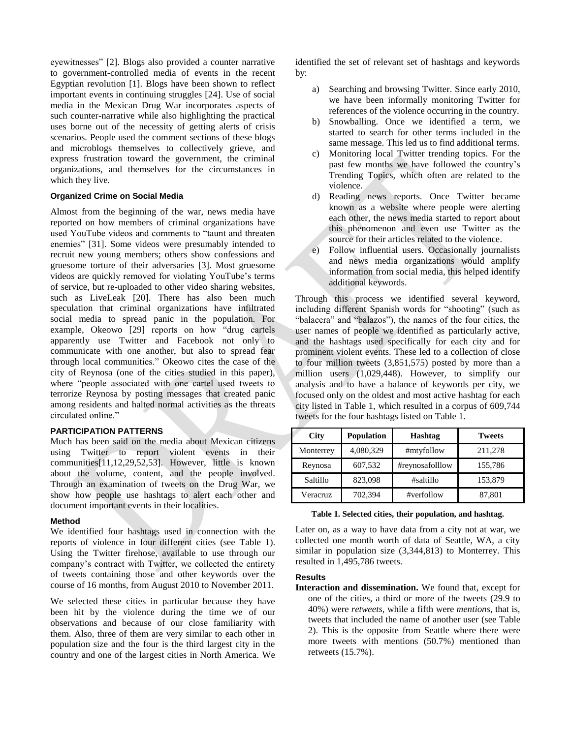eyewitnesses" [2]. Blogs also provided a counter narrative to government-controlled media of events in the recent Egyptian revolution [1]. Blogs have been shown to reflect important events in continuing struggles [24]. Use of social media in the Mexican Drug War incorporates aspects of such counter-narrative while also highlighting the practical uses borne out of the necessity of getting alerts of crisis scenarios. People used the comment sections of these blogs and microblogs themselves to collectively grieve, and express frustration toward the government, the criminal organizations, and themselves for the circumstances in which they live.

### Organized Crime on Social Media

Almost from the beginning of the war, news media have reported on how members of criminal organizations have used YouTube videos and comments to "taunt and threaten enemies" [31]. Some videos were presumably intended to recruit new young members; others show confessions and gruesome torture of their adversaries [3]. Most gruesome videos are quickly removed for violating YouTube's terms of service, but re-uploaded to other video sharing websites, such as LiveLeak [20]. There has also been much speculation that criminal organizations have infiltrated social media to spread panic in the population. For example, Okeowo [29] reports on how "drug cartels apparently use Twitter and Facebook not only to communicate with one another, but also to spread fear through local communities." Okeowo cites the case of the city of Reynosa (one of the cities studied in this paper), where "people associated with one cartel used tweets to terrorize Reynosa by posting messages that created panic among residents and halted normal activities as the threats circulated online."

## PARTICIPATION PATTERNS

Much has been said on the media about Mexican citizens using Twitter to report violent events in their communities[11,12,29,52,53]. However, little is known about the volume, content, and the people involved. Through an examination of tweets on the Drug War, we show how people use hashtags to alert each other and document important events in their localities.

### Method

We identified four hashtags used in connection with the reports of violence in four different cities (see Table 1). Using the Twitter firehose, available to use through our company's contract with Twitter, we collected the entirety of tweets containing those and other keywords over the course of 16 months, from August 2010 to November 2011.

We selected these cities in particular because they have been hit by the violence during the time we of our observations and because of our close familiarity with them. Also, three of them are very similar to each other in population size and the four is the third largest city in the country and one of the largest cities in North America. We identified the set of relevant set of hashtags and keywords by:

a) Searching and browsing Twitter. Since early 2010, we have been informally monitoring Twitter for references of the violence occurring in the country.
b) Snowballing. Once we identified a term, we started to search for other terms included in the same message. This led us to find additional terms.
c) Monitoring local Twitter trending topics. For the past few months we have followed the country's Trending Topics, which often are related to the violence.
d) Reading news reports. Once Twitter became known as a website where people were alerting each other, the news media started to report about this phenomenon and even use Twitter as the source for their articles related to the violence.
e) Follow influential users. Occasionally journalists and news media organizations would amplify information from social media, this helped identify additional keywords.

Through this process we identified several keyword, including different Spanish words for "shooting" (such as "balacera" and "balazos"), the names of the four cities, the user names of people we identified as particularly active, and the hashtags used specifically for each city and for prominent violent events. These led to a collection of close to four million tweets (3,851,575) posted by more than a million users (1,029,448). However, to simplify our analysis and to have a balance of keywords per city, we focused only on the oldest and most active hashtag for each city listed in Table 1, which resulted in a corpus of 609,744 tweets for the four hashtags listed on Table 1.

| City | Population | Hashtag | Tweets |
|---|---|---|---|
| Monterrey | 4,080,329 | #mtyfollow | 211,278 |
| Reynosa | 607,532 | #reynosafolllow | 155,786 |
| Saltillo | 823,098 | #saltillo | 153,879 |
| Veracruz | 702,394 | #verfollow | 87,801 |

**Table 1. Selected cities, their population, and hashtag.**

Later on, as a way to have data from a city not at war, we collected one month worth of data of Seattle, WA, a city similar in population size (3,344,813) to Monterrey. This resulted in 1,495,786 tweets.

### Results

**Interaction and dissemination.** We found that, except for one of the cities, a third or more of the tweets (29.9 to 40%) were *retweets*, while a fifth were *mentions*, that is, tweets that included the name of another user (see Table 2). This is the opposite from Seattle where there were more tweets with mentions (50.7%) mentioned than retweets (15.7%).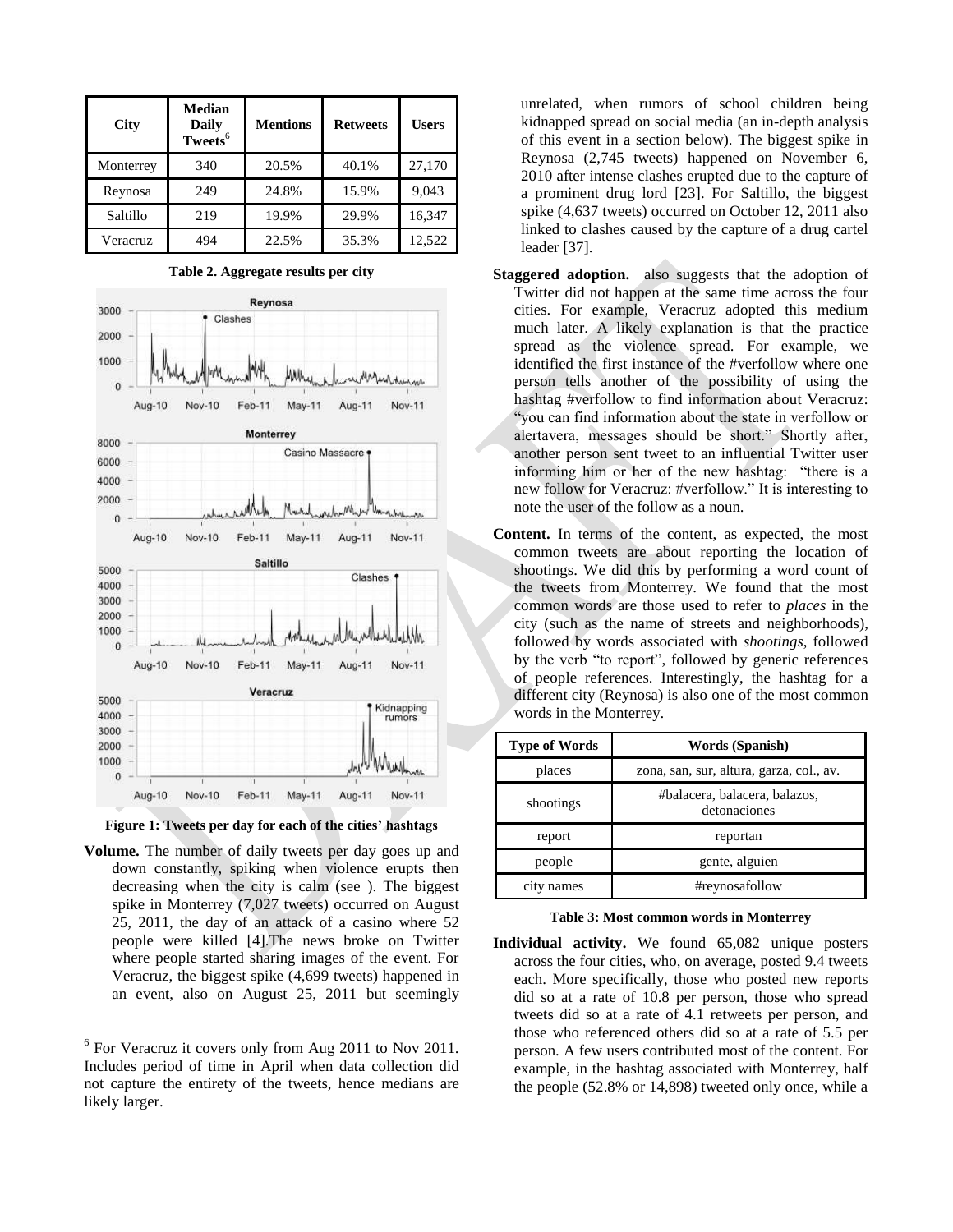| City | Median Daily Tweets[6] | Mentions | Retweets | Users |
|---|---|---|---|---|
| Monterrey | 340 | 20.5% | 40.1% | 27,170 |
| Reynosa | 249 | 24.8% | 15.9% | 9,043 |
| Saltillo | 219 | 19.9% | 29.9% | 16,347 |
| Veracruz | 494 | 22.5% | 35.3% | 12,522 |

**Table 2. Aggregate results per city**

**Figure 1: Tweets per day for each of the cities' hashtags**

**Volume.** The number of daily tweets per day goes up and down constantly, spiking when violence erupts then decreasing when the city is calm (see ). The biggest spike in Monterrey (7,027 tweets) occurred on August 25, 2011, the day of an attack of a casino where 52 people were killed [4].The news broke on Twitter where people started sharing images of the event. For Veracruz, the biggest spike (4,699 tweets) happened in an event, also on August 25, 2011 but seemingly unrelated, when rumors of school children being kidnapped spread on social media (an in-depth analysis of this event in a section below). The biggest spike in Reynosa (2,745 tweets) happened on November 6, 2010 after intense clashes erupted due to the capture of a prominent drug lord [23]. For Saltillo, the biggest spike (4,637 tweets) occurred on October 12, 2011 also linked to clashes caused by the capture of a drug cartel leader [37].

**Staggered adoption.** also suggests that the adoption of Twitter did not happen at the same time across the four cities. For example, Veracruz adopted this medium much later. A likely explanation is that the practice spread as the violence spread. For example, we identified the first instance of the #verfollow where one person tells another of the possibility of using the hashtag #verfollow to find information about Veracruz: "you can find information about the state in verfollow or alertavera, messages should be short." Shortly after, another person sent tweet to an influential Twitter user informing him or her of the new hashtag: "there is a new follow for Veracruz: #verfollow." It is interesting to note the user of the follow as a noun.

**Content.** In terms of the content, as expected, the most common tweets are about reporting the location of shootings. We did this by performing a word count of the tweets from Monterrey. We found that the most common words are those used to refer to *places* in the city (such as the name of streets and neighborhoods), followed by words associated with *shootings*, followed by the verb "to report", followed by generic references of people references. Interestingly, the hashtag for a different city (Reynosa) is also one of the most common words in the Monterrey.

| Type of Words | Words (Spanish) |
|---|---|
| places | zona, san, sur, altura, garza, col., av. |
| shootings | #balacera, balacera, balazos, detonaciones |
| report | reportan |
| people | gente, alguien |
| city names | #reynosafollow |

**Table 3: Most common words in Monterrey**

**Individual activity.** We found 65,082 unique posters across the four cities, who, on average, posted 9.4 tweets each. More specifically, those who posted new reports did so at a rate of 10.8 per person, those who spread tweets did so at a rate of 4.1 retweets per person, and those who referenced others did so at a rate of 5.5 per person. A few users contributed most of the content. For example, in the hashtag associated with Monterrey, half the people (52.8% or 14,898) tweeted only once, while a

[6] For Veracruz it covers only from Aug 2011 to Nov 2011. Includes period of time in April when data collection did not capture the entirety of the tweets, hence medians are likely larger.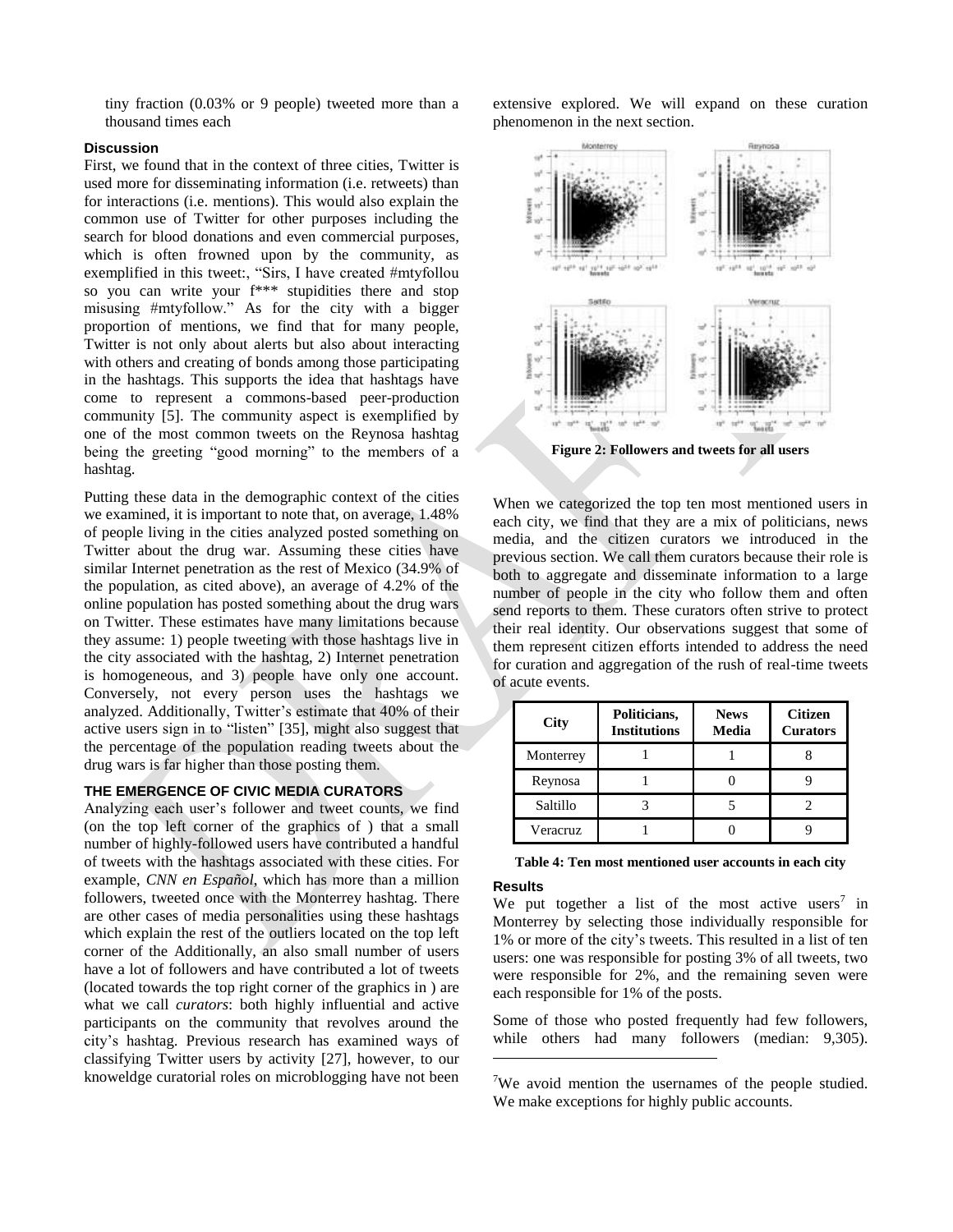tiny fraction (0.03% or 9 people) tweeted more than a thousand times each

#### Discussion

First, we found that in the context of three cities, Twitter is used more for disseminating information (i.e. retweets) than for interactions (i.e. mentions). This would also explain the common use of Twitter for other purposes including the search for blood donations and even commercial purposes, which is often frowned upon by the community, as exemplified in this tweet:, "Sirs, I have created #mtyfollou so you can write your f*** stupidities there and stop misusing #mtyfollow." As for the city with a bigger proportion of mentions, we find that for many people, Twitter is not only about alerts but also about interacting with others and creating of bonds among those participating in the hashtags. This supports the idea that hashtags have come to represent a commons-based peer-production community [5]. The community aspect is exemplified by one of the most common tweets on the Reynosa hashtag being the greeting "good morning" to the members of a hashtag.

Putting these data in the demographic context of the cities we examined, it is important to note that, on average, 1.48% of people living in the cities analyzed posted something on Twitter about the drug war. Assuming these cities have similar Internet penetration as the rest of Mexico (34.9% of the population, as cited above), an average of 4.2% of the online population has posted something about the drug wars on Twitter. These estimates have many limitations because they assume: 1) people tweeting with those hashtags live in the city associated with the hashtag, 2) Internet penetration is homogeneous, and 3) people have only one account. Conversely, not every person uses the hashtags we analyzed. Additionally, Twitter's estimate that 40% of their active users sign in to "listen" [35], might also suggest that the percentage of the population reading tweets about the drug wars is far higher than those posting them.

### THE EMERGENCE OF CIVIC MEDIA CURATORS

Analyzing each user's follower and tweet counts, we find (on the top left corner of the graphics of ) that a small number of highly-followed users have contributed a handful of tweets with the hashtags associated with these cities. For example, *CNN en Español*, which has more than a million followers, tweeted once with the Monterrey hashtag. There are other cases of media personalities using these hashtags which explain the rest of the outliers located on the top left corner of the Additionally, an also small number of users have a lot of followers and have contributed a lot of tweets (located towards the top right corner of the graphics in ) are what we call *curators*: both highly influential and active participants on the community that revolves around the city's hashtag. Previous research has examined ways of classifying Twitter users by activity [27], however, to our knoweldge curatorial roles on microblogging have not been extensive explored. We will expand on these curation phenomenon in the next section.

**Figure 2: Followers and tweets for all users**

When we categorized the top ten most mentioned users in each city, we find that they are a mix of politicians, news media, and the citizen curators we introduced in the previous section. We call them curators because their role is both to aggregate and disseminate information to a large number of people in the city who follow them and often send reports to them. These curators often strive to protect their real identity. Our observations suggest that some of them represent citizen efforts intended to address the need for curation and aggregation of the rush of real-time tweets of acute events.

| City | Politicians, Institutions | News Media | Citizen Curators |
|---|---|---|---|
| Monterrey | 1 | 1 | 8 |
| Reynosa | 1 | 0 | 9 |
| Saltillo | 3 | 5 | 2 |
| Veracruz | 1 | 0 | 9 |

**Table 4: Ten most mentioned user accounts in each city**

#### Results

We put together a list of the most active users[7] in Monterrey by selecting those individually responsible for 1% or more of the city's tweets. This resulted in a list of ten users: one was responsible for posting 3% of all tweets, two were responsible for 2%, and the remaining seven were each responsible for 1% of the posts.

Some of those who posted frequently had few followers, while others had many followers (median: 9,305).

[7] We avoid mention the usernames of the people studied. We make exceptions for highly public accounts.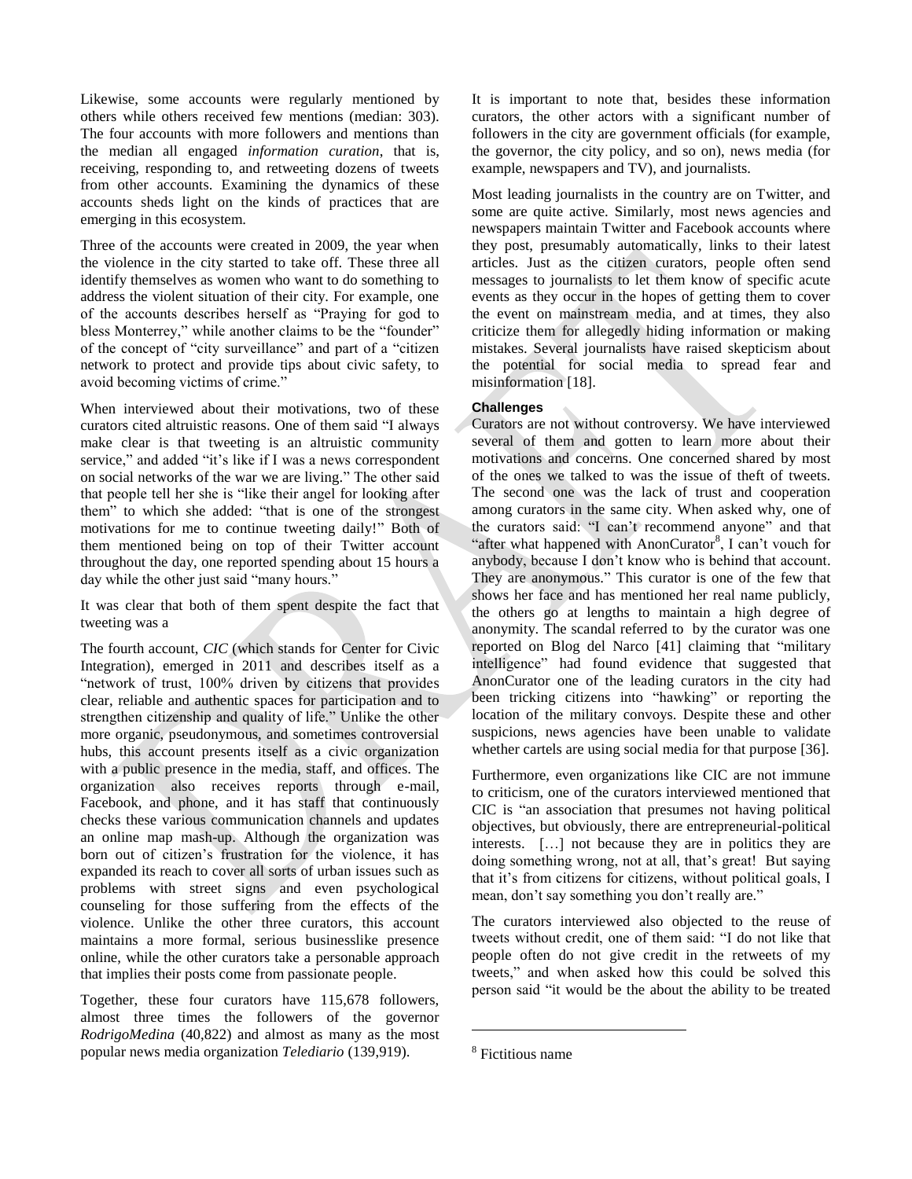Likewise, some accounts were regularly mentioned by others while others received few mentions (median: 303). The four accounts with more followers and mentions than the median all engaged *information curation*, that is, receiving, responding to, and retweeting dozens of tweets from other accounts. Examining the dynamics of these accounts sheds light on the kinds of practices that are emerging in this ecosystem.

Three of the accounts were created in 2009, the year when the violence in the city started to take off. These three all identify themselves as women who want to do something to address the violent situation of their city. For example, one of the accounts describes herself as "Praying for god to bless Monterrey," while another claims to be the "founder" of the concept of "city surveillance" and part of a "citizen network to protect and provide tips about civic safety, to avoid becoming victims of crime."

When interviewed about their motivations, two of these curators cited altruistic reasons. One of them said "I always make clear is that tweeting is an altruistic community service," and added "it's like if I was a news correspondent on social networks of the war we are living." The other said that people tell her she is "like their angel for looking after them" to which she added: "that is one of the strongest motivations for me to continue tweeting daily!" Both of them mentioned being on top of their Twitter account throughout the day, one reported spending about 15 hours a day while the other just said "many hours."

It was clear that both of them spent despite the fact that tweeting was a

The fourth account, *CIC* (which stands for Center for Civic Integration), emerged in 2011 and describes itself as a "network of trust, 100% driven by citizens that provides clear, reliable and authentic spaces for participation and to strengthen citizenship and quality of life." Unlike the other more organic, pseudonymous, and sometimes controversial hubs, this account presents itself as a civic organization with a public presence in the media, staff, and offices. The organization also receives reports through e-mail, Facebook, and phone, and it has staff that continuously checks these various communication channels and updates an online map mash-up. Although the organization was born out of citizen's frustration for the violence, it has expanded its reach to cover all sorts of urban issues such as problems with street signs and even psychological counseling for those suffering from the effects of the violence. Unlike the other three curators, this account maintains a more formal, serious businesslike presence online, while the other curators take a personable approach that implies their posts come from passionate people.

Together, these four curators have 115,678 followers, almost three times the followers of the governor *RodrigoMedina* (40,822) and almost as many as the most popular news media organization *Telediario* (139,919).

It is important to note that, besides these information curators, the other actors with a significant number of followers in the city are government officials (for example, the governor, the city policy, and so on), news media (for example, newspapers and TV), and journalists.

Most leading journalists in the country are on Twitter, and some are quite active. Similarly, most news agencies and newspapers maintain Twitter and Facebook accounts where they post, presumably automatically, links to their latest articles. Just as the citizen curators, people often send messages to journalists to let them know of specific acute events as they occur in the hopes of getting them to cover the event on mainstream media, and at times, they also criticize them for allegedly hiding information or making mistakes. Several journalists have raised skepticism about the potential for social media to spread fear and misinformation [18].

**Challenges**

Curators are not without controversy. We have interviewed several of them and gotten to learn more about their motivations and concerns. One concerned shared by most of the ones we talked to was the issue of theft of tweets. The second one was the lack of trust and cooperation among curators in the same city. When asked why, one of the curators said: "I can't recommend anyone" and that "after what happened with AnonCurator[8], I can't vouch for anybody, because I don't know who is behind that account. They are anonymous." This curator is one of the few that shows her face and has mentioned her real name publicly, the others go at lengths to maintain a high degree of anonymity. The scandal referred to by the curator was one reported on Blog del Narco [41] claiming that "military intelligence" had found evidence that suggested that AnonCurator one of the leading curators in the city had been tricking citizens into "hawking" or reporting the location of the military convoys. Despite these and other suspicions, news agencies have been unable to validate whether cartels are using social media for that purpose [36].

Furthermore, even organizations like CIC are not immune to criticism, one of the curators interviewed mentioned that CIC is "an association that presumes not having political objectives, but obviously, there are entrepreneurial-political interests. […] not because they are in politics they are doing something wrong, not at all, that's great! But saying that it's from citizens for citizens, without political goals, I mean, don't say something you don't really are."

The curators interviewed also objected to the reuse of tweets without credit, one of them said: "I do not like that people often do not give credit in the retweets of my tweets," and when asked how this could be solved this person said "it would be the about the ability to be treated

[8] Fictitious name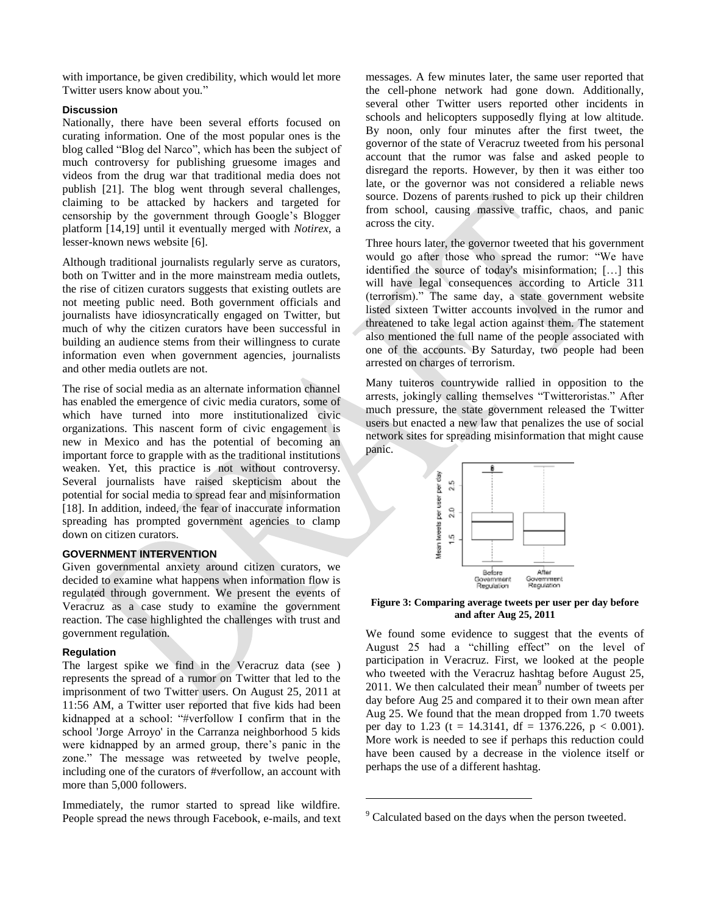with importance, be given credibility, which would let more Twitter users know about you."

### Discussion

Nationally, there have been several efforts focused on curating information. One of the most popular ones is the blog called "Blog del Narco", which has been the subject of much controversy for publishing gruesome images and videos from the drug war that traditional media does not publish [21]. The blog went through several challenges, claiming to be attacked by hackers and targeted for censorship by the government through Google's Blogger platform [14,19] until it eventually merged with *Notirex*, a lesser-known news website [6].

Although traditional journalists regularly serve as curators, both on Twitter and in the more mainstream media outlets, the rise of citizen curators suggests that existing outlets are not meeting public need. Both government officials and journalists have idiosyncratically engaged on Twitter, but much of why the citizen curators have been successful in building an audience stems from their willingness to curate information even when government agencies, journalists and other media outlets are not.

The rise of social media as an alternate information channel has enabled the emergence of civic media curators, some of which have turned into more institutionalized civic organizations. This nascent form of civic engagement is new in Mexico and has the potential of becoming an important force to grapple with as the traditional institutions weaken. Yet, this practice is not without controversy. Several journalists have raised skepticism about the potential for social media to spread fear and misinformation [18]. In addition, indeed, the fear of inaccurate information spreading has prompted government agencies to clamp down on citizen curators.

## GOVERNMENT INTERVENTION

Given governmental anxiety around citizen curators, we decided to examine what happens when information flow is regulated through government. We present the events of Veracruz as a case study to examine the government reaction. The case highlighted the challenges with trust and government regulation.

### Regulation

The largest spike we find in the Veracruz data (see ) represents the spread of a rumor on Twitter that led to the imprisonment of two Twitter users. On August 25, 2011 at 11:56 AM, a Twitter user reported that five kids had been kidnapped at a school: "#verfollow I confirm that in the school 'Jorge Arroyo' in the Carranza neighborhood 5 kids were kidnapped by an armed group, there's panic in the zone." The message was retweeted by twelve people, including one of the curators of #verfollow, an account with more than 5,000 followers.

Immediately, the rumor started to spread like wildfire. People spread the news through Facebook, e-mails, and text messages. A few minutes later, the same user reported that the cell-phone network had gone down. Additionally, several other Twitter users reported other incidents in schools and helicopters supposedly flying at low altitude. By noon, only four minutes after the first tweet, the governor of the state of Veracruz tweeted from his personal account that the rumor was false and asked people to disregard the reports. However, by then it was either too late, or the governor was not considered a reliable news source. Dozens of parents rushed to pick up their children from school, causing massive traffic, chaos, and panic across the city.

Three hours later, the governor tweeted that his government would go after those who spread the rumor: "We have identified the source of today's misinformation; […] this will have legal consequences according to Article 311 (terrorism)." The same day, a state government website listed sixteen Twitter accounts involved in the rumor and threatened to take legal action against them. The statement also mentioned the full name of the people associated with one of the accounts. By Saturday, two people had been arrested on charges of terrorism.

Many tuiteros countrywide rallied in opposition to the arrests, jokingly calling themselves "Twitteroristas." After much pressure, the state government released the Twitter users but enacted a new law that penalizes the use of social network sites for spreading misinformation that might cause panic.

**Figure 3: Comparing average tweets per user per day before and after Aug 25, 2011**

We found some evidence to suggest that the events of August 25 had a "chilling effect" on the level of participation in Veracruz. First, we looked at the people who tweeted with the Veracruz hashtag before August 25, 2011. We then calculated their mean[9] number of tweets per day before Aug 25 and compared it to their own mean after Aug 25. We found that the mean dropped from 1.70 tweets per day to 1.23 ($t = 14.3141$, $df = 1376.226$, $p < 0.001$). More work is needed to see if perhaps this reduction could have been caused by a decrease in the violence itself or perhaps the use of a different hashtag.

[9] Calculated based on the days when the person tweeted.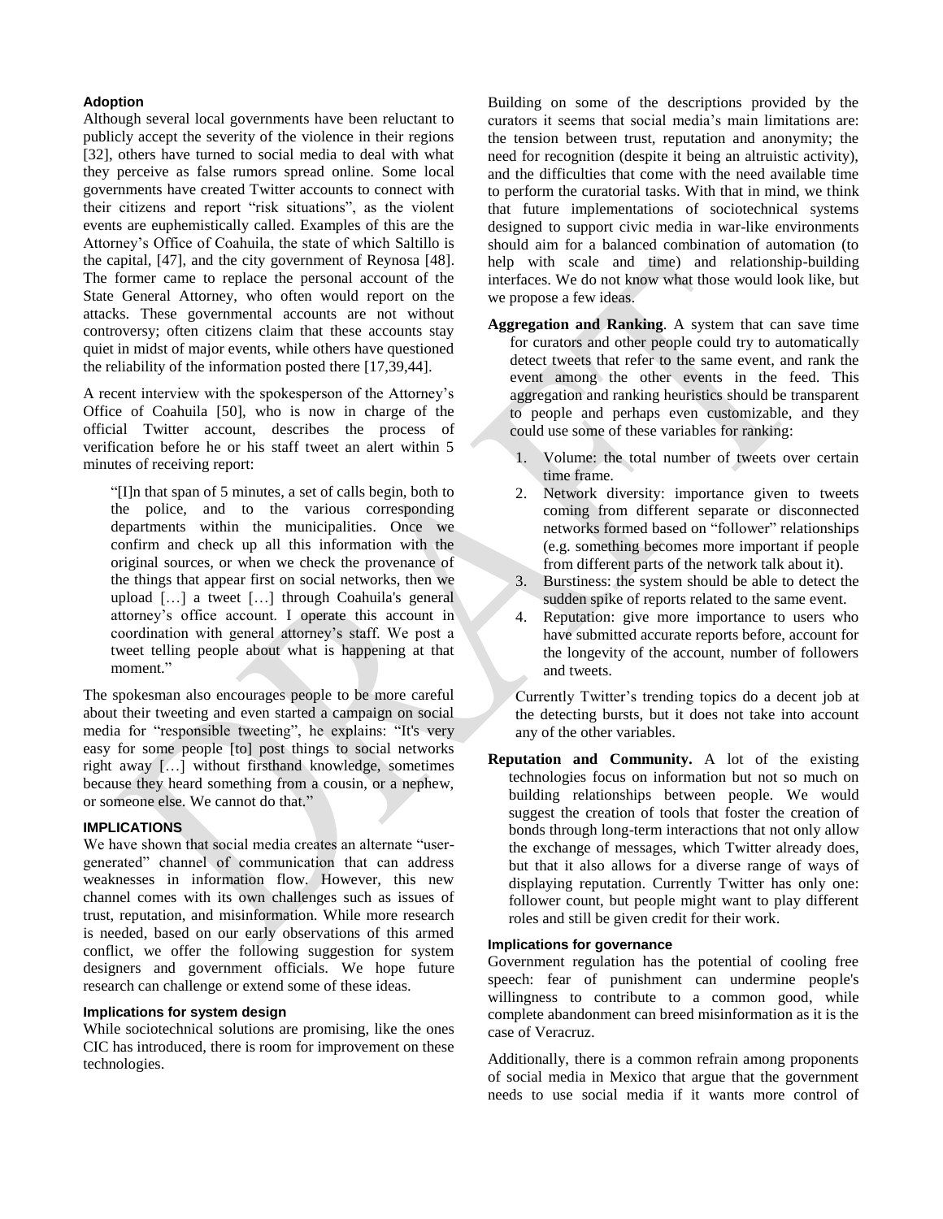### Adoption

Although several local governments have been reluctant to publicly accept the severity of the violence in their regions [32], others have turned to social media to deal with what they perceive as false rumors spread online. Some local governments have created Twitter accounts to connect with their citizens and report "risk situations", as the violent events are euphemistically called. Examples of this are the Attorney's Office of Coahuila, the state of which Saltillo is the capital, [47], and the city government of Reynosa [48]. The former came to replace the personal account of the State General Attorney, who often would report on the attacks. These governmental accounts are not without controversy; often citizens claim that these accounts stay quiet in midst of major events, while others have questioned the reliability of the information posted there [17,39,44].

A recent interview with the spokesperson of the Attorney's Office of Coahuila [50], who is now in charge of the official Twitter account, describes the process of verification before he or his staff tweet an alert within 5 minutes of receiving report:

> "[I]n that span of 5 minutes, a set of calls begin, both to the police, and to the various corresponding departments within the municipalities. Once we confirm and check up all this information with the original sources, or when we check the provenance of the things that appear first on social networks, then we upload […] a tweet […] through Coahuila's general attorney's office account. I operate this account in coordination with general attorney's staff. We post a tweet telling people about what is happening at that moment."

The spokesman also encourages people to be more careful about their tweeting and even started a campaign on social media for "responsible tweeting", he explains: "It's very easy for some people [to] post things to social networks right away […] without firsthand knowledge, sometimes because they heard something from a cousin, or a nephew, or someone else. We cannot do that."

## IMPLICATIONS

We have shown that social media creates an alternate "user-generated" channel of communication that can address weaknesses in information flow. However, this new channel comes with its own challenges such as issues of trust, reputation, and misinformation. While more research is needed, based on our early observations of this armed conflict, we offer the following suggestion for system designers and government officials. We hope future research can challenge or extend some of these ideas.

### Implications for system design

While sociotechnical solutions are promising, like the ones CIC has introduced, there is room for improvement on these technologies.

Building on some of the descriptions provided by the curators it seems that social media's main limitations are: the tension between trust, reputation and anonymity; the need for recognition (despite it being an altruistic activity), and the difficulties that come with the need available time to perform the curatorial tasks. With that in mind, we think that future implementations of sociotechnical systems designed to support civic media in war-like environments should aim for a balanced combination of automation (to help with scale and time) and relationship-building interfaces. We do not know what those would look like, but we propose a few ideas.

**Aggregation and Ranking**. A system that can save time for curators and other people could try to automatically detect tweets that refer to the same event, and rank the event among the other events in the feed. This aggregation and ranking heuristics should be transparent to people and perhaps even customizable, and they could use some of these variables for ranking:

1. Volume: the total number of tweets over certain time frame.
2. Network diversity: importance given to tweets coming from different separate or disconnected networks formed based on "follower" relationships (e.g. something becomes more important if people from different parts of the network talk about it).
3. Burstiness: the system should be able to detect the sudden spike of reports related to the same event.
4. Reputation: give more importance to users who have submitted accurate reports before, account for the longevity of the account, number of followers and tweets.

Currently Twitter's trending topics do a decent job at the detecting bursts, but it does not take into account any of the other variables.

**Reputation and Community.** A lot of the existing technologies focus on information but not so much on building relationships between people. We would suggest the creation of tools that foster the creation of bonds through long-term interactions that not only allow the exchange of messages, which Twitter already does, but that it also allows for a diverse range of ways of displaying reputation. Currently Twitter has only one: follower count, but people might want to play different roles and still be given credit for their work.

### Implications for governance

Government regulation has the potential of cooling free speech: fear of punishment can undermine people's willingness to contribute to a common good, while complete abandonment can breed misinformation as it is the case of Veracruz.

Additionally, there is a common refrain among proponents of social media in Mexico that argue that the government needs to use social media if it wants more control of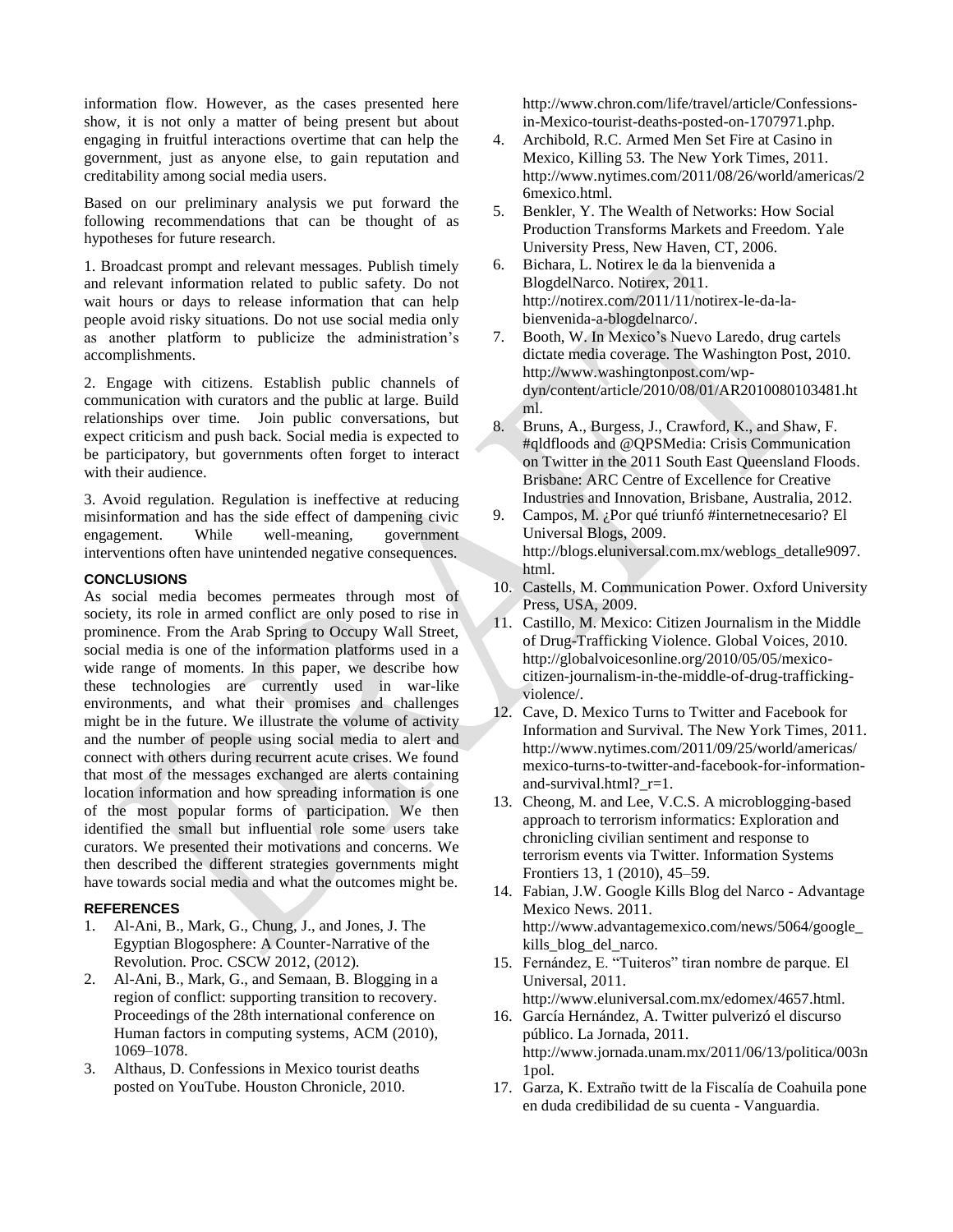information flow. However, as the cases presented here show, it is not only a matter of being present but about engaging in fruitful interactions overtime that can help the government, just as anyone else, to gain reputation and creditability among social media users.

Based on our preliminary analysis we put forward the following recommendations that can be thought of as hypotheses for future research.

1. Broadcast prompt and relevant messages. Publish timely and relevant information related to public safety. Do not wait hours or days to release information that can help people avoid risky situations. Do not use social media only as another platform to publicize the administration's accomplishments.

2. Engage with citizens. Establish public channels of communication with curators and the public at large. Build relationships over time. Join public conversations, but expect criticism and push back. Social media is expected to be participatory, but governments often forget to interact with their audience.

3. Avoid regulation. Regulation is ineffective at reducing misinformation and has the side effect of dampening civic engagement. While well-meaning, government interventions often have unintended negative consequences.

## CONCLUSIONS

As social media becomes permeates through most of society, its role in armed conflict are only posed to rise in prominence. From the Arab Spring to Occupy Wall Street, social media is one of the information platforms used in a wide range of moments. In this paper, we describe how these technologies are currently used in war-like environments, and what their promises and challenges might be in the future. We illustrate the volume of activity and the number of people using social media to alert and connect with others during recurrent acute crises. We found that most of the messages exchanged are alerts containing location information and how spreading information is one of the most popular forms of participation. We then identified the small but influential role some users take curators. We presented their motivations and concerns. We then described the different strategies governments might have towards social media and what the outcomes might be.

## REFERENCES

1. Al-Ani, B., Mark, G., Chung, J., and Jones, J. The Egyptian Blogosphere: A Counter-Narrative of the Revolution. Proc. CSCW 2012, (2012).
2. Al-Ani, B., Mark, G., and Semaan, B. Blogging in a region of conflict: supporting transition to recovery. Proceedings of the 28th international conference on Human factors in computing systems, ACM (2010), 1069–1078.
3. Althaus, D. Confessions in Mexico tourist deaths posted on YouTube. Houston Chronicle, 2010. http://www.chron.com/life/travel/article/Confessions-in-Mexico-tourist-deaths-posted-on-1707971.php.
4. Archibold, R.C. Armed Men Set Fire at Casino in Mexico, Killing 53. The New York Times, 2011. http://www.nytimes.com/2011/08/26/world/americas/26mexico.html.
5. Benkler, Y. The Wealth of Networks: How Social Production Transforms Markets and Freedom. Yale University Press, New Haven, CT, 2006.
6. Bichara, L. Notirex le da la bienvenida a BlogdelNarco. Notirex, 2011. http://notirex.com/2011/11/notirex-le-da-la-bienvenida-a-blogdelnarco/.
7. Booth, W. In Mexico's Nuevo Laredo, drug cartels dictate media coverage. The Washington Post, 2010. http://www.washingtonpost.com/wp-dyn/content/article/2010/08/01/AR2010080103481.html.
8. Bruns, A., Burgess, J., Crawford, K., and Shaw, F. #qldfloods and @QPSMedia: Crisis Communication on Twitter in the 2011 South East Queensland Floods. Brisbane: ARC Centre of Excellence for Creative Industries and Innovation, Brisbane, Australia, 2012.
9. Campos, M. ¿Por qué triunfó #internetnecesario? El Universal Blogs, 2009. http://blogs.eluniversal.com.mx/weblogs_detalle9097.html.
10. Castells, M. Communication Power. Oxford University Press, USA, 2009.
11. Castillo, M. Mexico: Citizen Journalism in the Middle of Drug-Trafficking Violence. Global Voices, 2010. http://globalvoicesonline.org/2010/05/05/mexico-citizen-journalism-in-the-middle-of-drug-trafficking-violence/.
12. Cave, D. Mexico Turns to Twitter and Facebook for Information and Survival. The New York Times, 2011. http://www.nytimes.com/2011/09/25/world/americas/mexico-turns-to-twitter-and-facebook-for-information-and-survival.html?_r=1.
13. Cheong, M. and Lee, V.C.S. A microblogging-based approach to terrorism informatics: Exploration and chronicling civilian sentiment and response to terrorism events via Twitter. Information Systems Frontiers 13, 1 (2010), 45–59.
14. Fabian, J.W. Google Kills Blog del Narco - Advantage Mexico News. 2011. http://www.advantagemexico.com/news/5064/google_kills_blog_del_narco.
15. Fernández, E. "Tuiteros" tiran nombre de parque. El Universal, 2011. http://www.eluniversal.com.mx/edomex/4657.html.
16. García Hernández, A. Twitter pulverizó el discurso público. La Jornada, 2011. http://www.jornada.unam.mx/2011/06/13/politica/003n1pol.
17. Garza, K. Extraño twitt de la Fiscalía de Coahuila pone en duda credibilidad de su cuenta - Vanguardia.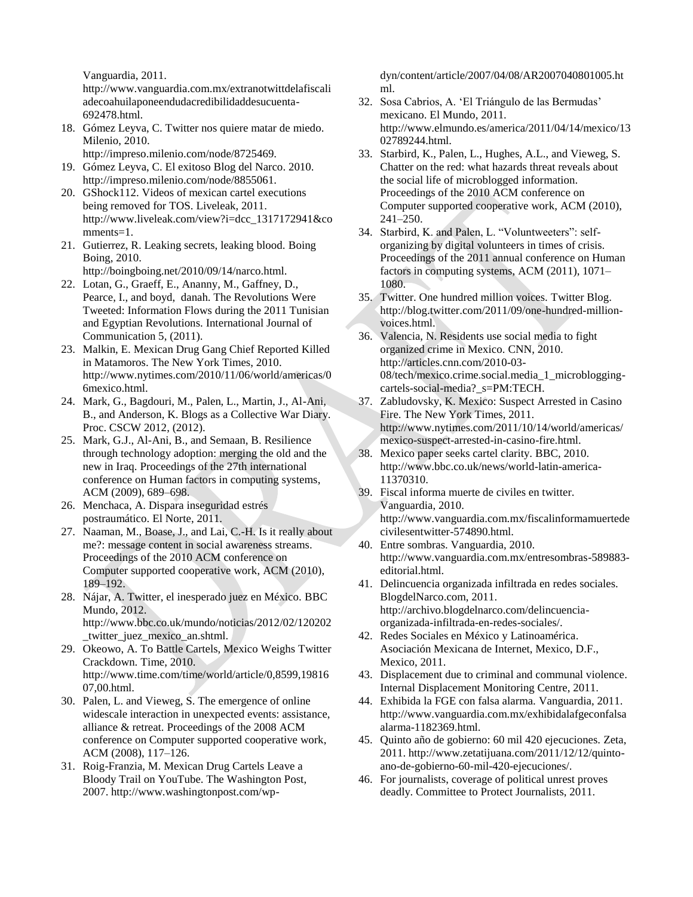Vanguardia, 2011. http://www.vanguardia.com.mx/extranotwittdelafiscaliadecoahuilaponeendudacredibilidaddesucuenta-692478.html.

18. Gómez Leyva, C. Twitter nos quiere matar de miedo. Milenio, 2010. http://impreso.milenio.com/node/8725469.
19. Gómez Leyva, C. El exitoso Blog del Narco. 2010. http://impreso.milenio.com/node/8855061.
20. GShock112. Videos of mexican cartel executions being removed for TOS. Liveleak, 2011. http://www.liveleak.com/view?i=dcc_1317172941&comments=1.
21. Gutierrez, R. Leaking secrets, leaking blood. Boing Boing, 2010. http://boingboing.net/2010/09/14/narco.html.
22. Lotan, G., Graeff, E., Ananny, M., Gaffney, D., Pearce, I., and boyd, danah. The Revolutions Were Tweeted: Information Flows during the 2011 Tunisian and Egyptian Revolutions. International Journal of Communication 5, (2011).
23. Malkin, E. Mexican Drug Gang Chief Reported Killed in Matamoros. The New York Times, 2010. http://www.nytimes.com/2010/11/06/world/americas/06mexico.html.
24. Mark, G., Bagdouri, M., Palen, L., Martin, J., Al-Ani, B., and Anderson, K. Blogs as a Collective War Diary. Proc. CSCW 2012, (2012).
25. Mark, G.J., Al-Ani, B., and Semaan, B. Resilience through technology adoption: merging the old and the new in Iraq. Proceedings of the 27th international conference on Human factors in computing systems, ACM (2009), 689–698.
26. Menchaca, A. Dispara inseguridad estrés postraumático. El Norte, 2011.
27. Naaman, M., Boase, J., and Lai, C.-H. Is it really about me?: message content in social awareness streams. Proceedings of the 2010 ACM conference on Computer supported cooperative work, ACM (2010), 189–192.
28. Nájar, A. Twitter, el inesperado juez en México. BBC Mundo, 2012. http://www.bbc.co.uk/mundo/noticias/2012/02/120202_twitter_juez_mexico_an.shtml.
29. Okeowo, A. To Battle Cartels, Mexico Weighs Twitter Crackdown. Time, 2010. http://www.time.com/time/world/article/0,8599,1981607,00.html.
30. Palen, L. and Vieweg, S. The emergence of online widescale interaction in unexpected events: assistance, alliance & retreat. Proceedings of the 2008 ACM conference on Computer supported cooperative work, ACM (2008), 117–126.
31. Roig-Franzia, M. Mexican Drug Cartels Leave a Bloody Trail on YouTube. The Washington Post, 2007. http://www.washingtonpost.com/wp-dyn/content/article/2007/04/08/AR2007040801005.html.
32. Sosa Cabrios, A. 'El Triángulo de las Bermudas' mexicano. El Mundo, 2011. http://www.elmundo.es/america/2011/04/14/mexico/1302789244.html.
33. Starbird, K., Palen, L., Hughes, A.L., and Vieweg, S. Chatter on the red: what hazards threat reveals about the social life of microblogged information. Proceedings of the 2010 ACM conference on Computer supported cooperative work, ACM (2010), 241–250.
34. Starbird, K. and Palen, L. "Voluntweeters": self-organizing by digital volunteers in times of crisis. Proceedings of the 2011 annual conference on Human factors in computing systems, ACM (2011), 1071–1080.
35. Twitter. One hundred million voices. Twitter Blog. http://blog.twitter.com/2011/09/one-hundred-million-voices.html.
36. Valencia, N. Residents use social media to fight organized crime in Mexico. CNN, 2010. http://articles.cnn.com/2010-03-08/tech/mexico.crime.social.media_1_microblogging-cartels-social-media?_s=PM:TECH.
37. Zabludovsky, K. Mexico: Suspect Arrested in Casino Fire. The New York Times, 2011. http://www.nytimes.com/2011/10/14/world/americas/mexico-suspect-arrested-in-casino-fire.html.
38. Mexico paper seeks cartel clarity. BBC, 2010. http://www.bbc.co.uk/news/world-latin-america-11370310.
39. Fiscal informa muerte de civiles en twitter. Vanguardia, 2010. http://www.vanguardia.com.mx/fiscalinformamuertedecivilesentwitter-574890.html.
40. Entre sombras. Vanguardia, 2010. http://www.vanguardia.com.mx/entresombras-589883-editorial.html.
41. Delincuencia organizada infiltrada en redes sociales. BlogdelNarco.com, 2011. http://archivo.blogdelnarco.com/delincuencia-organizada-infiltrada-en-redes-sociales/.
42. Redes Sociales en México y Latinoamérica. Asociación Mexicana de Internet, Mexico, D.F., Mexico, 2011.
43. Displacement due to criminal and communal violence. Internal Displacement Monitoring Centre, 2011.
44. Exhibida la FGE con falsa alarma. Vanguardia, 2011. http://www.vanguardia.com.mx/exhibidalafgeconfalsaalarma-1182369.html.
45. Quinto año de gobierno: 60 mil 420 ejecuciones. Zeta, 2011. http://www.zetatijuana.com/2011/12/12/quinto-ano-de-gobierno-60-mil-420-ejecuciones/.
46. For journalists, coverage of political unrest proves deadly. Committee to Protect Journalists, 2011.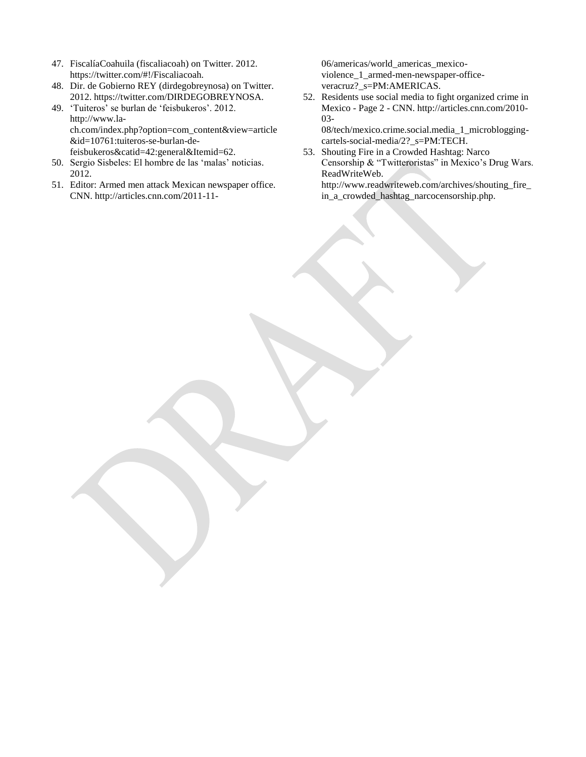47. FiscalíaCoahuila (fiscaliacoah) on Twitter. 2012. https://twitter.com/#!/Fiscaliacoah.
48. Dir. de Gobierno REY (dirdegobreynosa) on Twitter. 2012. https://twitter.com/DIRDEGOBREYNOSA.
49. 'Tuiteros' se burlan de 'feisbukeros'. 2012. http://www.la-ch.com/index.php?option=com_content&view=article&id=10761:tuiteros-se-burlan-de-feisbukeros&catid=42:general&Itemid=62.
50. Sergio Sisbeles: El hombre de las 'malas' noticias. 2012.
51. Editor: Armed men attack Mexican newspaper office. CNN. http://articles.cnn.com/2011-11-06/americas/world_americas_mexico-violence_1_armed-men-newspaper-office-veracruz?_s=PM:AMERICAS.
52. Residents use social media to fight organized crime in Mexico - Page 2 - CNN. http://articles.cnn.com/2010-03-08/tech/mexico.crime.social.media_1_microblogging-cartels-social-media/2?_s=PM:TECH.
53. Shouting Fire in a Crowded Hashtag: Narco Censorship & "Twitteroristas" in Mexico's Drug Wars. ReadWriteWeb. http://www.readwriteweb.com/archives/shouting_fire_in_a_crowded_hashtag_narcocensorship.php.